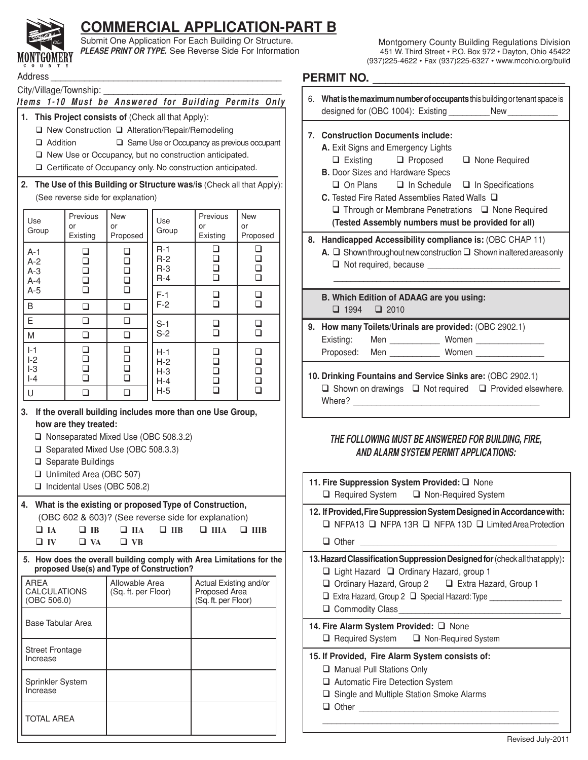# COMMERCIAL APPLICATION-PART B

Submit One Application For Each Building Or Structure.
***PLEASE PRINT OR TYPE.*** See Reverse Side For Information

Montgomery County Building Regulations Division
451 W. Third Street • P.O. Box 972 • Dayton, Ohio 45422
(937)225-4622 • Fax (937)225-6327 • www.mcohio.org/build

Address ______________________________________________

City/Village/Township: ________________________________

***Items 1-10 Must be Answered for Building Permits Only***

**1. This Project consists of** (Check all that Apply):

- ❑ New Construction ❑ Alteration/Repair/Remodeling
- ❑ Addition ❑ Same Use or Occupancy as previous occupant
- ❑ New Use or Occupancy, but no construction anticipated.
- ❑ Certificate of Occupancy only. No construction anticipated.

**2. The Use of this Building or Structure was/is** (Check all that Apply):
(See reverse side for explanation)

| Use Group | Previous or Existing | New or Proposed | Use Group | Previous or Existing | New or Proposed |
|---|---|---|---|---|---|
| A-1 | ❑ | ❑ | R-1 | ❑ | ❑ |
| A-2 | ❑ | ❑ | R-2 | ❑ | ❑ |
| A-3 | ❑ | ❑ | R-3 | ❑ | ❑ |
| A-4 | ❑ | ❑ | R-4 | ❑ | ❑ |
| A-5 | ❑ | ❑ | F-1 | ❑ | ❑ |
| B | ❑ | ❑ | F-2 | ❑ | ❑ |
| E | ❑ | ❑ | S-1 | ❑ | ❑ |
| M | ❑ | ❑ | S-2 | ❑ | ❑ |
| I-1 | ❑ | ❑ | H-1 | ❑ | ❑ |
| I-2 | ❑ | ❑ | H-2 | ❑ | ❑ |
| I-3 | ❑ | ❑ | H-3 | ❑ | ❑ |
| I-4 | ❑ | ❑ | H-4 | ❑ | ❑ |
| U | ❑ | ❑ | H-5 | ❑ | ❑ |

**3. If the overall building includes more than one Use Group, how are they treated:**

- ❑ Nonseparated Mixed Use (OBC 508.3.2)
- ❑ Separated Mixed Use (OBC 508.3.3)
- ❑ Separate Buildings
- ❑ Unlimited Area (OBC 507)
- ❑ Incidental Uses (OBC 508.2)

**4. What is the existing or proposed Type of Construction,** (OBC 602 & 603)? (See reverse side for explanation)

❑ **IA** ❑ **IB** ❑ **IIA** ❑ **IIB** ❑ **IIIA** ❑ **IIIB**
❑ **IV** ❑ **VA** ❑ **VB**

**5. How does the overall building comply with Area Limitations for the proposed Use(s) and Type of Construction?**

| AREA CALCULATIONS (OBC 506.0) | Allowable Area (Sq. ft. per Floor) | Actual Existing and/or Proposed Area (Sq. ft. per Floor) |
|---|---|---|
| Base Tabular Area | | |
| Street Frontage Increase | | |
| Sprinkler System Increase | | |
| TOTAL AREA | | |

## PERMIT NO. ______________________________

6. **What is the maximum number of occupants** this building or tenant space is designed for (OBC 1004): Existing _________ New __________

**7. Construction Documents include:**

**A.** Exit Signs and Emergency Lights
❑ Existing ❑ Proposed ❑ None Required

**B.** Door Sizes and Hardware Specs
❑ On Plans ❑ In Schedule ❑ In Specifications

**C.** Tested Fire Rated Assemblies Rated Walls ❑
❑ Through or Membrane Penetrations ❑ None Required
**(Tested Assembly numbers must be provided for all)**

**8. Handicapped Accessibility compliance is:** (OBC CHAP 11)

**A.** ❑ Shown throughout new construction ❑ Shown in altered areas only
❑ Not required, because ____________________________
__________________________________________________

**B. Which Edition of ADAAG are you using:**
❑ 1994 ❑ 2010

**9. How many Toilets/Urinals are provided:** (OBC 2902.1)

Existing: Men __________ Women ______________
Proposed: Men __________ Women ______________

**10. Drinking Fountains and Service Sinks are:** (OBC 2902.1)

❑ Shown on drawings ❑ Not required ❑ Provided elsewhere.
Where? ________________________________________

***THE FOLLOWING MUST BE ANSWERED FOR BUILDING, FIRE, AND ALARM SYSTEM PERMIT APPLICATIONS:***

**11. Fire Suppression System Provided:** ❑ None
❑ Required System ❑ Non-Required System

**12. If Provided, Fire Suppression System Designed in Accordance with:**
❑ NFPA13 ❑ NFPA 13R ❑ NFPA 13D ❑ Limited Area Protection
❑ Other ________________________________________

**13. Hazard Classification Suppression Designed for** (check all that apply)**:**
❑ Light Hazard ❑ Ordinary Hazard, group 1
❑ Ordinary Hazard, Group 2 ❑ Extra Hazard, Group 1
❑ Extra Hazard, Group 2 ❑ Special Hazard: Type ______________
❑ Commodity Class_________________________________

**14. Fire Alarm System Provided:** ❑ None
❑ Required System ❑ Non-Required System

**15. If Provided, Fire Alarm System consists of:**

- ❑ Manual Pull Stations Only
- ❑ Automatic Fire Detection System
- ❑ Single and Multiple Station Smoke Alarms
- ❑ Other ________________________________________

__________________________________________________

Revised July-2011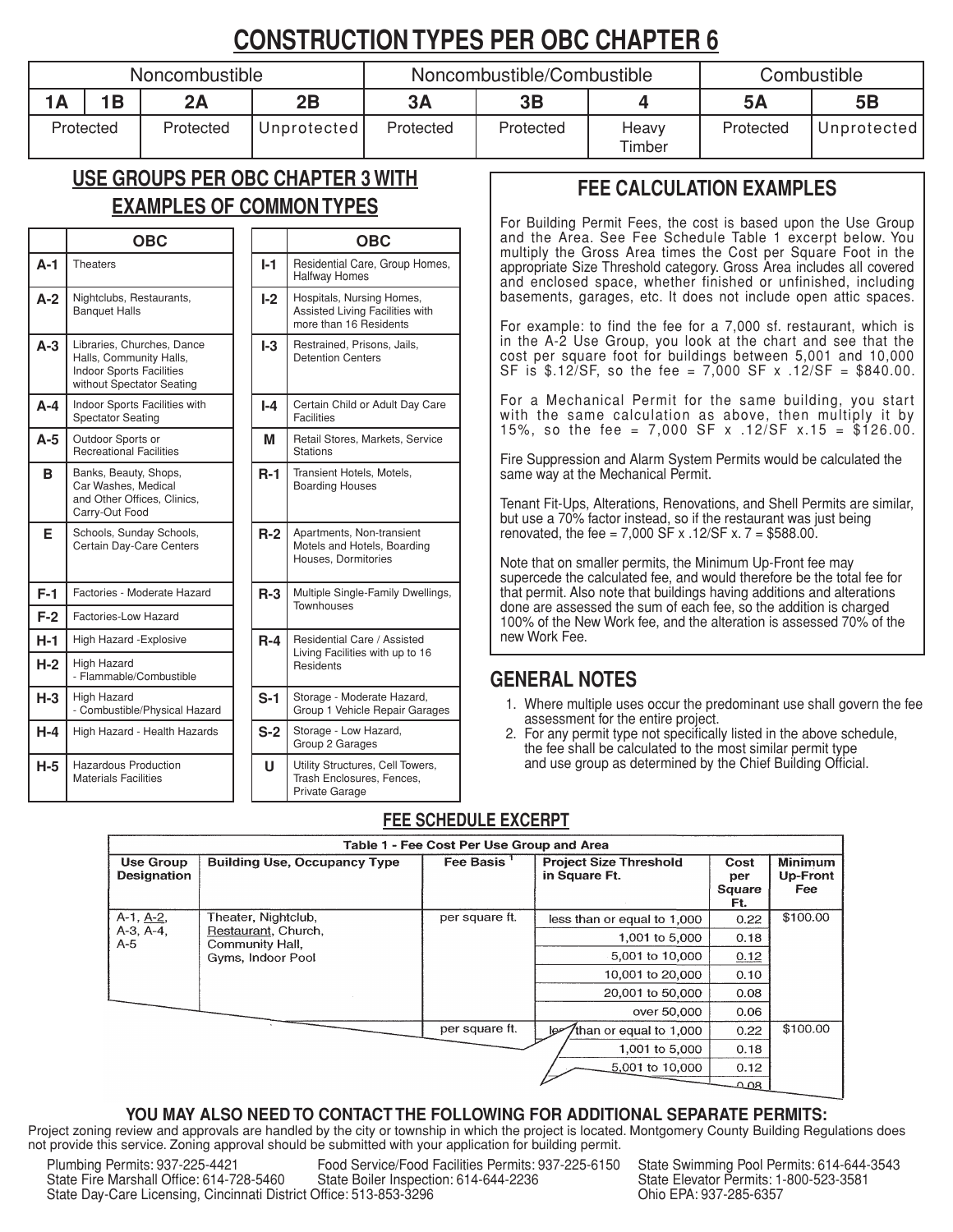# CONSTRUCTION TYPES PER OBC CHAPTER 6

| Noncombustible | | | | Noncombustible/Combustible | | | Combustible | |
|---|---|---|---|---|---|---|---|---|
| 1A | 1B | 2A | 2B | 3A | 3B | 4 | 5A | 5B |
| Protected | | Protected | Unprotected | Protected | Protected | Heavy Timber | Protected | Unprotected |

## USE GROUPS PER OBC CHAPTER 3 WITH EXAMPLES OF COMMON TYPES

| | OBC |
|---|---|
| A-1 | Theaters |
| A-2 | Nightclubs, Restaurants, Banquet Halls |
| A-3 | Libraries, Churches, Dance Halls, Community Halls, Indoor Sports Facilities without Spectator Seating |
| A-4 | Indoor Sports Facilities with Spectator Seating |
| A-5 | Outdoor Sports or Recreational Facilities |
| B | Banks, Beauty, Shops, Car Washes, Medical and Other Offices, Clinics, Carry-Out Food |
| E | Schools, Sunday Schools, Certain Day-Care Centers |
| F-1 | Factories - Moderate Hazard |
| F-2 | Factories-Low Hazard |
| H-1 | High Hazard -Explosive |
| H-2 | High Hazard - Flammable/Combustible |
| H-3 | High Hazard - Combustible/Physical Hazard |
| H-4 | High Hazard - Health Hazards |
| H-5 | Hazardous Production Materials Facilities |

| | OBC |
|---|---|
| I-1 | Residential Care, Group Homes, Halfway Homes |
| I-2 | Hospitals, Nursing Homes, Assisted Living Facilities with more than 16 Residents |
| I-3 | Restrained, Prisons, Jails, Detention Centers |
| I-4 | Certain Child or Adult Day Care Facilities |
| M | Retail Stores, Markets, Service Stations |
| R-1 | Transient Hotels, Motels, Boarding Houses |
| R-2 | Apartments, Non-transient Motels and Hotels, Boarding Houses, Dormitories |
| R-3 | Multiple Single-Family Dwellings, Townhouses |
| R-4 | Residential Care / Assisted Living Facilities with up to 16 Residents |
| S-1 | Storage - Moderate Hazard, Group 1 Vehicle Repair Garages |
| S-2 | Storage - Low Hazard, Group 2 Garages |
| U | Utility Structures, Cell Towers, Trash Enclosures, Fences, Private Garage |

## FEE CALCULATION EXAMPLES

For Building Permit Fees, the cost is based upon the Use Group and the Area. See Fee Schedule Table 1 excerpt below. You multiply the Gross Area times the Cost per Square Foot in the appropriate Size Threshold category. Gross Area includes all covered and enclosed space, whether finished or unfinished, including basements, garages, etc. It does not include open attic spaces.

For example: to find the fee for a 7,000 sf. restaurant, which is in the A-2 Use Group, you look at the chart and see that the cost per square foot for buildings between 5,001 and 10,000 SF is $.12/SF, so the fee = 7,000 SF x .12/SF = $840.00.

For a Mechanical Permit for the same building, you start with the same calculation as above, then multiply it by 15%, so the fee = 7,000 SF x .12/SF x.15 = $126.00.

Fire Suppression and Alarm System Permits would be calculated the same way at the Mechanical Permit.

Tenant Fit-Ups, Alterations, Renovations, and Shell Permits are similar, but use a 70% factor instead, so if the restaurant was just being renovated, the fee = 7,000 SF x .12/SF x. 7 = $588.00.

Note that on smaller permits, the Minimum Up-Front fee may supercede the calculated fee, and would therefore be the total fee for that permit. Also note that buildings having additions and alterations done are assessed the sum of each fee, so the addition is charged 100% of the New Work fee, and the alteration is assessed 70% of the new Work Fee.

## GENERAL NOTES

1. Where multiple uses occur the predominant use shall govern the fee assessment for the entire project.
2. For any permit type not specifically listed in the above schedule, the fee shall be calculated to the most similar permit type and use group as determined by the Chief Building Official.

## FEE SCHEDULE EXCERPT

**Table 1 - Fee Cost Per Use Group and Area**

| Use Group Designation | Building Use, Occupancy Type | Fee Basis [1] | Project Size Threshold in Square Ft. | Cost per Square Ft. | Minimum Up-Front Fee |
|---|---|---|---|---|---|
| A-1, A-2, A-3, A-4, A-5 | Theater, Nightclub, Restaurant, Church, Community Hall, Gyms, Indoor Pool | per square ft. | less than or equal to 1,000 | 0.22 | $100.00 |
| | | | 1,001 to 5,000 | 0.18 | |
| | | | 5,001 to 10,000 | 0.12 | |
| | | | 10,001 to 20,000 | 0.10 | |
| | | | 20,001 to 50,000 | 0.08 | |
| | | | over 50,000 | 0.06 | |
| | | per square ft. | less than or equal to 1,000 | 0.22 | $100.00 |
| | | | 1,001 to 5,000 | 0.18 | |
| | | | 5,001 to 10,000 | 0.12 | |
| | | | | 0.08 | |

### YOU MAY ALSO NEED TO CONTACT THE FOLLOWING FOR ADDITIONAL SEPARATE PERMITS:

Project zoning review and approvals are handled by the city or township in which the project is located. Montgomery County Building Regulations does not provide this service. Zoning approval should be submitted with your application for building permit.

Plumbing Permits: 937-225-4421
State Fire Marshall Office: 614-728-5460
State Day-Care Licensing, Cincinnati District Office: 513-853-3296
Food Service/Food Facilities Permits: 937-225-6150
State Boiler Inspection: 614-644-2236
State Swimming Pool Permits: 614-644-3543
State Elevator Permits: 1-800-523-3581
Ohio EPA: 937-285-6357